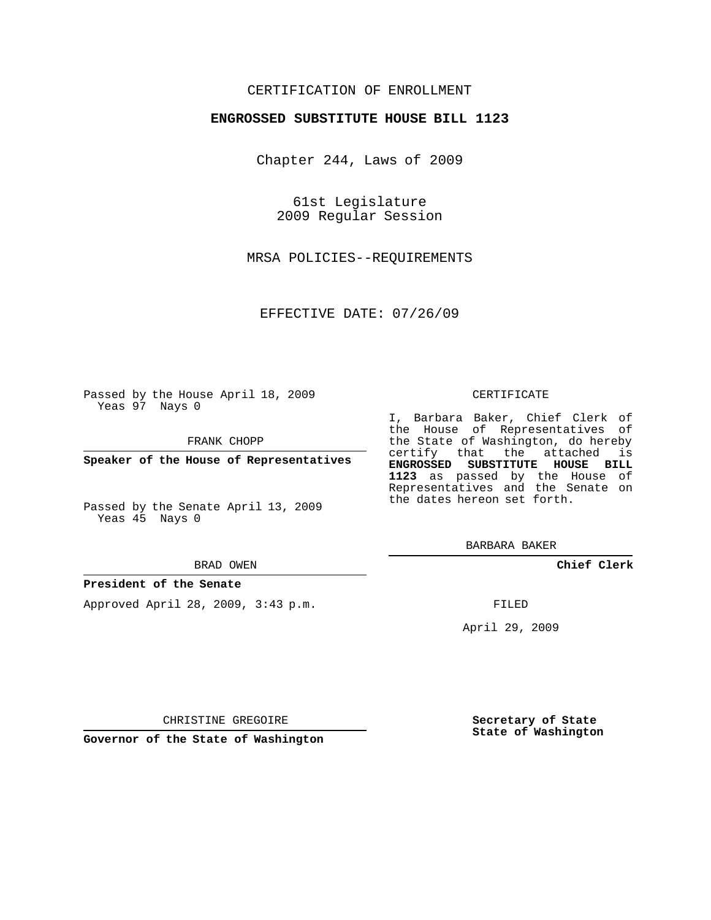CERTIFICATION OF ENROLLMENT

**ENGROSSED SUBSTITUTE HOUSE BILL 1123**

Chapter 244, Laws of 2009

61st Legislature
2009 Regular Session

MRSA POLICIES--REQUIREMENTS

EFFECTIVE DATE: 07/26/09

Passed by the House April 18, 2009
Yeas 97 Nays 0

FRANK CHOPP

**Speaker of the House of Representatives**

Passed by the Senate April 13, 2009
Yeas 45 Nays 0

BRAD OWEN

**President of the Senate**

Approved April 28, 2009, 3:43 p.m.

CHRISTINE GREGOIRE

**Governor of the State of Washington**

CERTIFICATE

I, Barbara Baker, Chief Clerk of the House of Representatives of the State of Washington, do hereby certify that the attached is **ENGROSSED SUBSTITUTE HOUSE BILL 1123** as passed by the House of Representatives and the Senate on the dates hereon set forth.

BARBARA BAKER

**Chief Clerk**

FILED

April 29, 2009

**Secretary of State
State of Washington**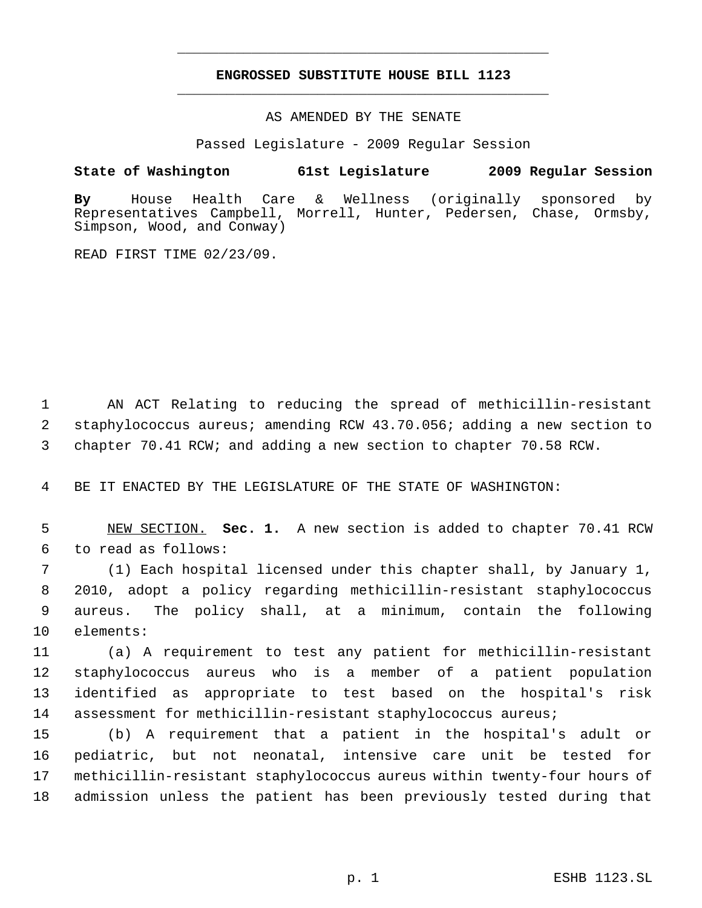**ENGROSSED SUBSTITUTE HOUSE BILL 1123**

AS AMENDED BY THE SENATE

Passed Legislature - 2009 Regular Session

**State of Washington 61st Legislature 2009 Regular Session**

**By** House Health Care & Wellness (originally sponsored by Representatives Campbell, Morrell, Hunter, Pedersen, Chase, Ormsby, Simpson, Wood, and Conway)

READ FIRST TIME 02/23/09.

AN ACT Relating to reducing the spread of methicillin-resistant staphylococcus aureus; amending RCW 43.70.056; adding a new section to chapter 70.41 RCW; and adding a new section to chapter 70.58 RCW.

BE IT ENACTED BY THE LEGISLATURE OF THE STATE OF WASHINGTON:

NEW SECTION. **Sec. 1.** A new section is added to chapter 70.41 RCW to read as follows:

(1) Each hospital licensed under this chapter shall, by January 1, 2010, adopt a policy regarding methicillin-resistant staphylococcus aureus. The policy shall, at a minimum, contain the following elements:

(a) A requirement to test any patient for methicillin-resistant staphylococcus aureus who is a member of a patient population identified as appropriate to test based on the hospital's risk assessment for methicillin-resistant staphylococcus aureus;

(b) A requirement that a patient in the hospital's adult or pediatric, but not neonatal, intensive care unit be tested for methicillin-resistant staphylococcus aureus within twenty-four hours of admission unless the patient has been previously tested during that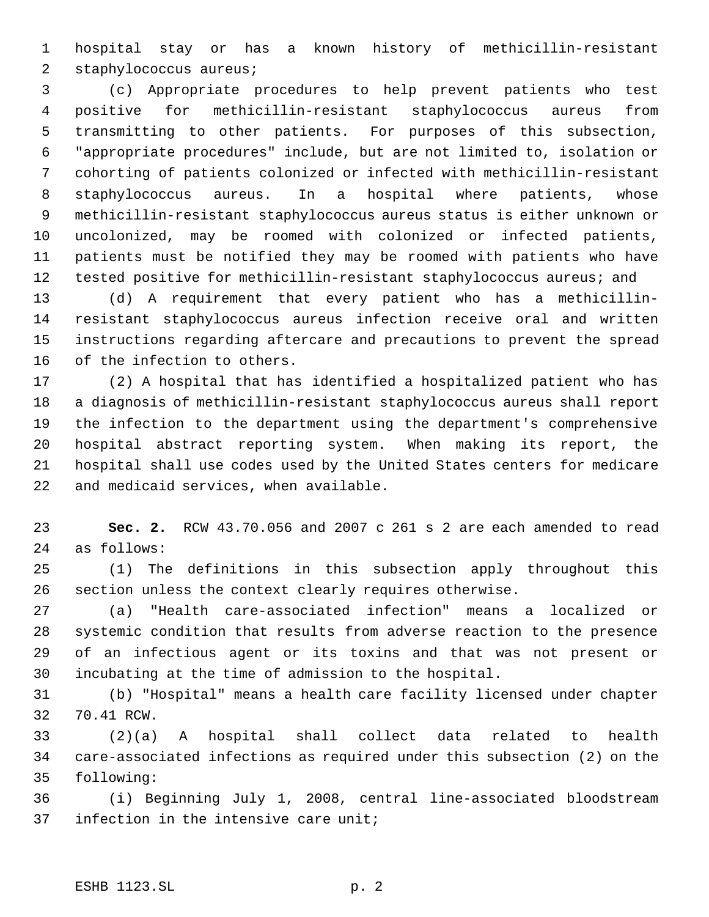hospital stay or has a known history of methicillin-resistant staphylococcus aureus;

(c) Appropriate procedures to help prevent patients who test positive for methicillin-resistant staphylococcus aureus from transmitting to other patients. For purposes of this subsection, "appropriate procedures" include, but are not limited to, isolation or cohorting of patients colonized or infected with methicillin-resistant staphylococcus aureus. In a hospital where patients, whose methicillin-resistant staphylococcus aureus status is either unknown or uncolonized, may be roomed with colonized or infected patients, patients must be notified they may be roomed with patients who have tested positive for methicillin-resistant staphylococcus aureus; and

(d) A requirement that every patient who has a methicillin-resistant staphylococcus aureus infection receive oral and written instructions regarding aftercare and precautions to prevent the spread of the infection to others.

(2) A hospital that has identified a hospitalized patient who has a diagnosis of methicillin-resistant staphylococcus aureus shall report the infection to the department using the department's comprehensive hospital abstract reporting system. When making its report, the hospital shall use codes used by the United States centers for medicare and medicaid services, when available.

**Sec. 2.** RCW 43.70.056 and 2007 c 261 s 2 are each amended to read as follows:

(1) The definitions in this subsection apply throughout this section unless the context clearly requires otherwise.

(a) "Health care-associated infection" means a localized or systemic condition that results from adverse reaction to the presence of an infectious agent or its toxins and that was not present or incubating at the time of admission to the hospital.

(b) "Hospital" means a health care facility licensed under chapter 70.41 RCW.

(2)(a) A hospital shall collect data related to health care-associated infections as required under this subsection (2) on the following:

(i) Beginning July 1, 2008, central line-associated bloodstream infection in the intensive care unit;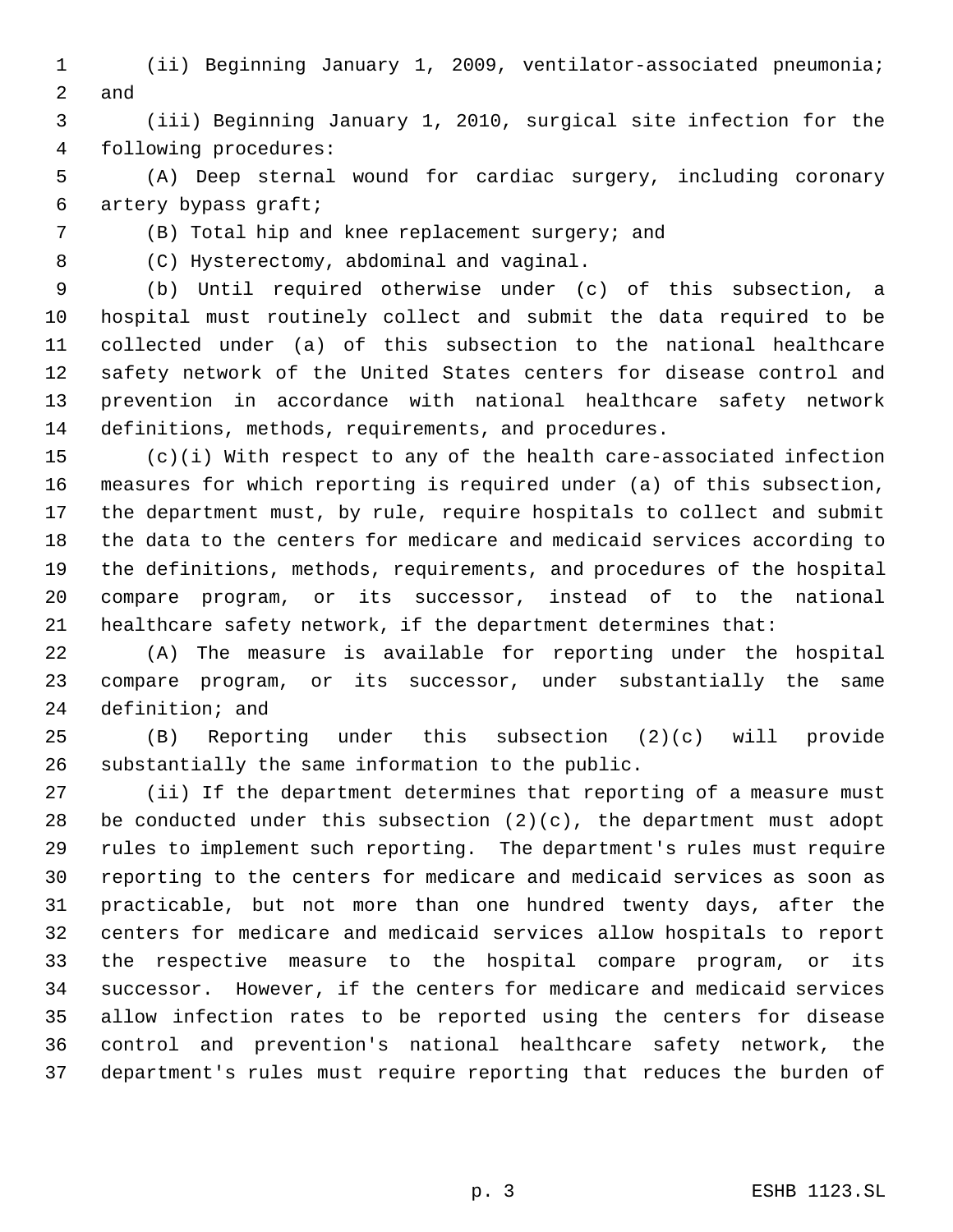(ii) Beginning January 1, 2009, ventilator-associated pneumonia; and

(iii) Beginning January 1, 2010, surgical site infection for the following procedures:

(A) Deep sternal wound for cardiac surgery, including coronary artery bypass graft;

(B) Total hip and knee replacement surgery; and

(C) Hysterectomy, abdominal and vaginal.

(b) Until required otherwise under (c) of this subsection, a hospital must routinely collect and submit the data required to be collected under (a) of this subsection to the national healthcare safety network of the United States centers for disease control and prevention in accordance with national healthcare safety network definitions, methods, requirements, and procedures.

(c)(i) With respect to any of the health care-associated infection measures for which reporting is required under (a) of this subsection, the department must, by rule, require hospitals to collect and submit the data to the centers for medicare and medicaid services according to the definitions, methods, requirements, and procedures of the hospital compare program, or its successor, instead of to the national healthcare safety network, if the department determines that:

(A) The measure is available for reporting under the hospital compare program, or its successor, under substantially the same definition; and

(B) Reporting under this subsection (2)(c) will provide substantially the same information to the public.

(ii) If the department determines that reporting of a measure must be conducted under this subsection (2)(c), the department must adopt rules to implement such reporting. The department's rules must require reporting to the centers for medicare and medicaid services as soon as practicable, but not more than one hundred twenty days, after the centers for medicare and medicaid services allow hospitals to report the respective measure to the hospital compare program, or its successor. However, if the centers for medicare and medicaid services allow infection rates to be reported using the centers for disease control and prevention's national healthcare safety network, the department's rules must require reporting that reduces the burden of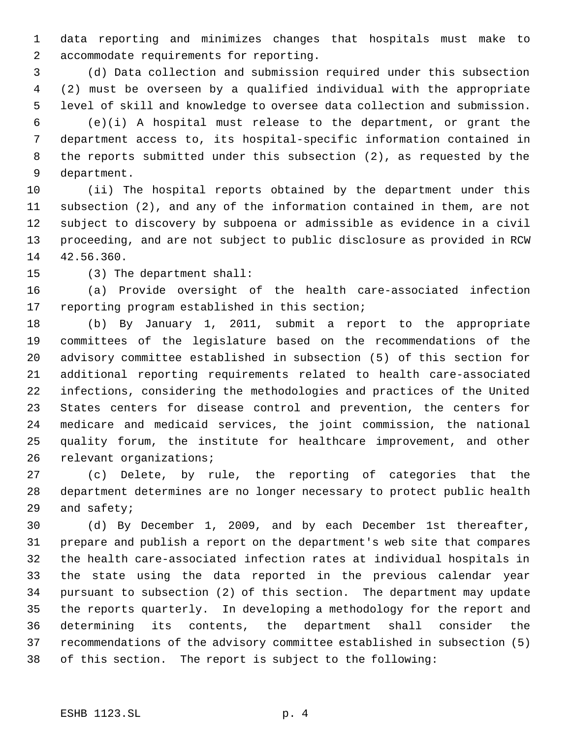data reporting and minimizes changes that hospitals must make to accommodate requirements for reporting.

(d) Data collection and submission required under this subsection (2) must be overseen by a qualified individual with the appropriate level of skill and knowledge to oversee data collection and submission.

(e)(i) A hospital must release to the department, or grant the department access to, its hospital-specific information contained in the reports submitted under this subsection (2), as requested by the department.

(ii) The hospital reports obtained by the department under this subsection (2), and any of the information contained in them, are not subject to discovery by subpoena or admissible as evidence in a civil proceeding, and are not subject to public disclosure as provided in RCW 42.56.360.

(3) The department shall:

(a) Provide oversight of the health care-associated infection reporting program established in this section;

(b) By January 1, 2011, submit a report to the appropriate committees of the legislature based on the recommendations of the advisory committee established in subsection (5) of this section for additional reporting requirements related to health care-associated infections, considering the methodologies and practices of the United States centers for disease control and prevention, the centers for medicare and medicaid services, the joint commission, the national quality forum, the institute for healthcare improvement, and other relevant organizations;

(c) Delete, by rule, the reporting of categories that the department determines are no longer necessary to protect public health and safety;

(d) By December 1, 2009, and by each December 1st thereafter, prepare and publish a report on the department's web site that compares the health care-associated infection rates at individual hospitals in the state using the data reported in the previous calendar year pursuant to subsection (2) of this section. The department may update the reports quarterly. In developing a methodology for the report and determining its contents, the department shall consider the recommendations of the advisory committee established in subsection (5) of this section. The report is subject to the following: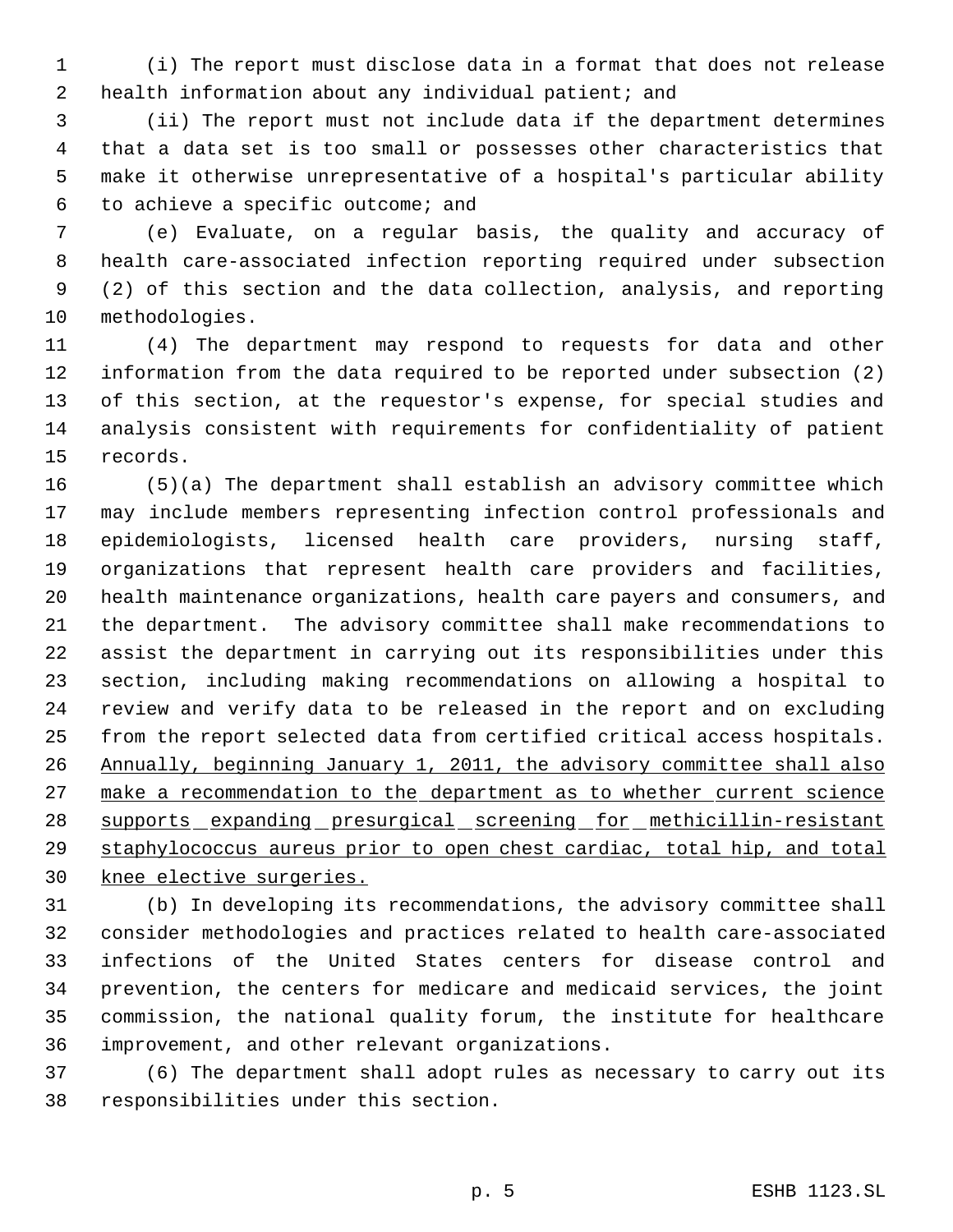(i) The report must disclose data in a format that does not release health information about any individual patient; and

(ii) The report must not include data if the department determines that a data set is too small or possesses other characteristics that make it otherwise unrepresentative of a hospital's particular ability to achieve a specific outcome; and

(e) Evaluate, on a regular basis, the quality and accuracy of health care-associated infection reporting required under subsection (2) of this section and the data collection, analysis, and reporting methodologies.

(4) The department may respond to requests for data and other information from the data required to be reported under subsection (2) of this section, at the requestor's expense, for special studies and analysis consistent with requirements for confidentiality of patient records.

(5)(a) The department shall establish an advisory committee which may include members representing infection control professionals and epidemiologists, licensed health care providers, nursing staff, organizations that represent health care providers and facilities, health maintenance organizations, health care payers and consumers, and the department. The advisory committee shall make recommendations to assist the department in carrying out its responsibilities under this section, including making recommendations on allowing a hospital to review and verify data to be released in the report and on excluding from the report selected data from certified critical access hospitals. <u>Annually, beginning January 1, 2011, the advisory committee shall also make a recommendation to the department as to whether current science supports expanding presurgical screening for methicillin-resistant staphylococcus aureus prior to open chest cardiac, total hip, and total knee elective surgeries.</u>

(b) In developing its recommendations, the advisory committee shall consider methodologies and practices related to health care-associated infections of the United States centers for disease control and prevention, the centers for medicare and medicaid services, the joint commission, the national quality forum, the institute for healthcare improvement, and other relevant organizations.

(6) The department shall adopt rules as necessary to carry out its responsibilities under this section.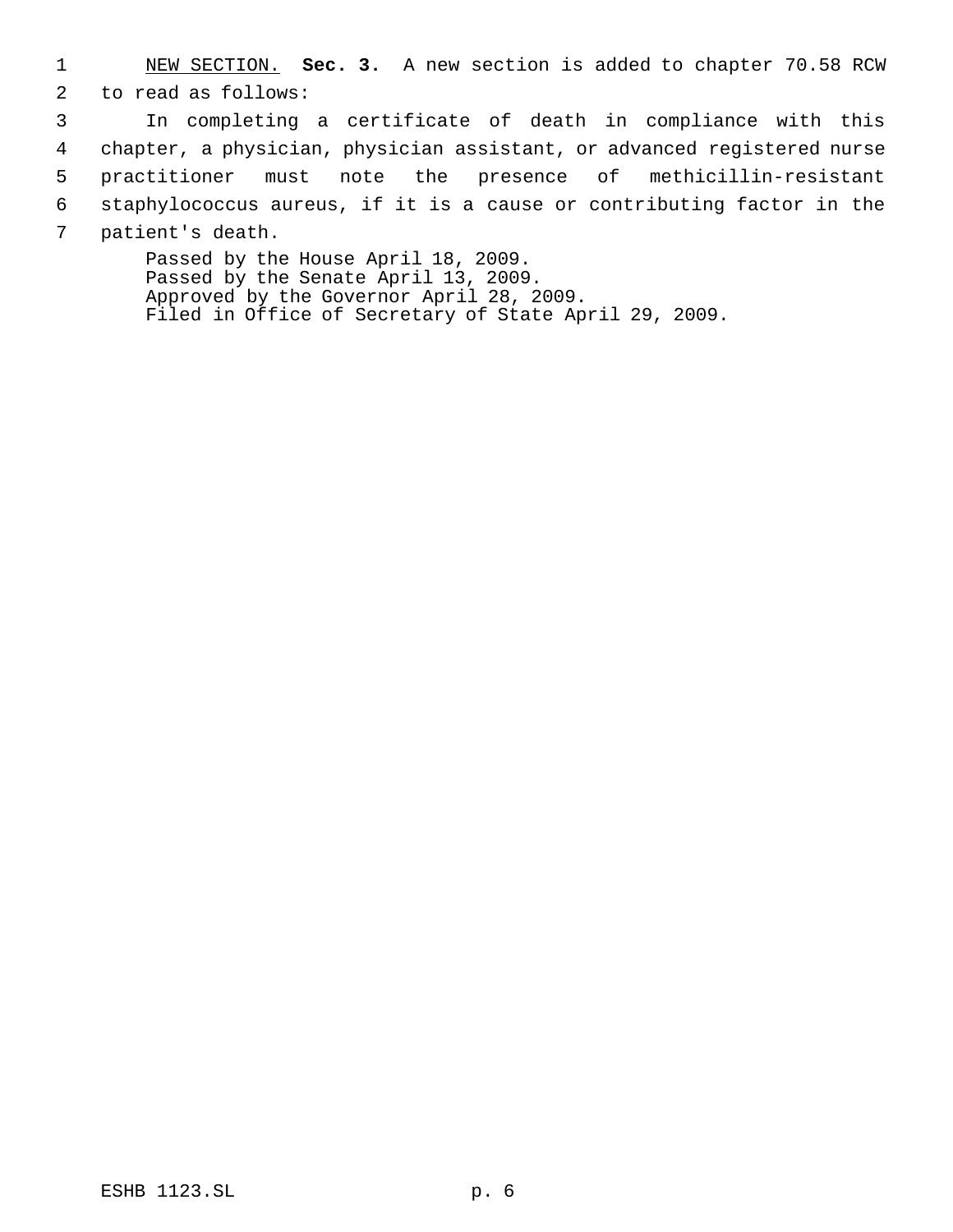NEW SECTION. **Sec. 3.** A new section is added to chapter 70.58 RCW to read as follows:

In completing a certificate of death in compliance with this chapter, a physician, physician assistant, or advanced registered nurse practitioner must note the presence of methicillin-resistant staphylococcus aureus, if it is a cause or contributing factor in the patient's death.

Passed by the House April 18, 2009.
Passed by the Senate April 13, 2009.
Approved by the Governor April 28, 2009.
Filed in Office of Secretary of State April 29, 2009.